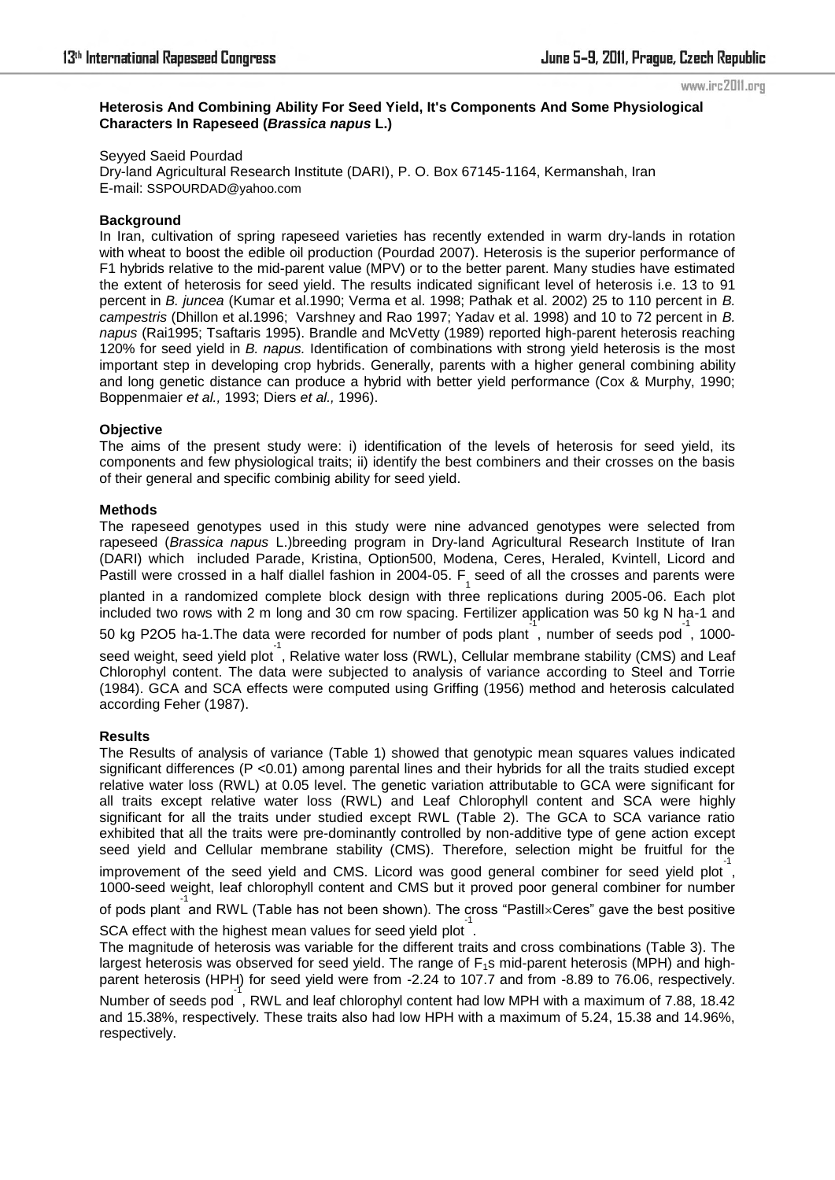**Heterosis And Combining Ability For Seed Yield, It's Components And Some Physiological Characters In Rapeseed (*Brassica napus* L.)**

Seyyed Saeid Pourdad
Dry-land Agricultural Research Institute (DARI), P. O. Box 67145-1164, Kermanshah, Iran
E-mail: SSPOURDAD@yahoo.com

### Background

In Iran, cultivation of spring rapeseed varieties has recently extended in warm dry-lands in rotation with wheat to boost the edible oil production (Pourdad 2007). Heterosis is the superior performance of F1 hybrids relative to the mid-parent value (MPV) or to the better parent. Many studies have estimated the extent of heterosis for seed yield. The results indicated significant level of heterosis i.e. 13 to 91 percent in *B. juncea* (Kumar et al.1990; Verma et al. 1998; Pathak et al. 2002) 25 to 110 percent in *B. campestris* (Dhillon et al.1996; Varshney and Rao 1997; Yadav et al. 1998) and 10 to 72 percent in *B. napus* (Rai1995; Tsaftaris 1995). Brandle and McVetty (1989) reported high-parent heterosis reaching 120% for seed yield in *B. napus.* Identification of combinations with strong yield heterosis is the most important step in developing crop hybrids. Generally, parents with a higher general combining ability and long genetic distance can produce a hybrid with better yield performance (Cox & Murphy, 1990; Boppenmaier *et al.,* 1993; Diers *et al.,* 1996).

### Objective

The aims of the present study were: i) identification of the levels of heterosis for seed yield, its components and few physiological traits; ii) identify the best combiners and their crosses on the basis of their general and specific combinig ability for seed yield.

### Methods

The rapeseed genotypes used in this study were nine advanced genotypes were selected from rapeseed (*Brassica napus* L.)breeding program in Dry-land Agricultural Research Institute of Iran (DARI) which included Parade, Kristina, Option500, Modena, Ceres, Heraled, Kvintell, Licord and Pastill were crossed in a half diallel fashion in 2004-05. $F_1$ seed of all the crosses and parents were planted in a randomized complete block design with three replications during 2005-06. Each plot included two rows with 2 m long and 30 cm row spacing. Fertilizer application was 50 kg N ha-1 and 50 kg P2O5 ha-1.The data were recorded for number of pods plant$^{-1}$, number of seeds pod$^{-1}$, 1000-seed weight, seed yield plot$^{-1}$, Relative water loss (RWL), Cellular membrane stability (CMS) and Leaf Chlorophyl content. The data were subjected to analysis of variance according to Steel and Torrie (1984). GCA and SCA effects were computed using Griffing (1956) method and heterosis calculated according Feher (1987).

### Results

The Results of analysis of variance (Table 1) showed that genotypic mean squares values indicated significant differences (P <0.01) among parental lines and their hybrids for all the traits studied except relative water loss (RWL) at 0.05 level. The genetic variation attributable to GCA were significant for all traits except relative water loss (RWL) and Leaf Chlorophyll content and SCA were highly significant for all the traits under studied except RWL (Table 2). The GCA to SCA variance ratio exhibited that all the traits were pre-dominantly controlled by non-additive type of gene action except seed yield and Cellular membrane stability (CMS). Therefore, selection might be fruitful for the improvement of the seed yield and CMS. Licord was good general combiner for seed yield plot$^{-1}$, 1000-seed weight, leaf chlorophyll content and CMS but it proved poor general combiner for number of pods plant$^{-1}$ and RWL (Table has not been shown). The cross "Pastill×Ceres" gave the best positive SCA effect with the highest mean values for seed yield plot$^{-1}$.

The magnitude of heterosis was variable for the different traits and cross combinations (Table 3). The largest heterosis was observed for seed yield. The range of $F_1$s mid-parent heterosis (MPH) and high-parent heterosis (HPH) for seed yield were from -2.24 to 107.7 and from -8.89 to 76.06, respectively. Number of seeds pod$^{-1}$, RWL and leaf chlorophyl content had low MPH with a maximum of 7.88, 18.42 and 15.38%, respectively. These traits also had low HPH with a maximum of 5.24, 15.38 and 14.96%, respectively.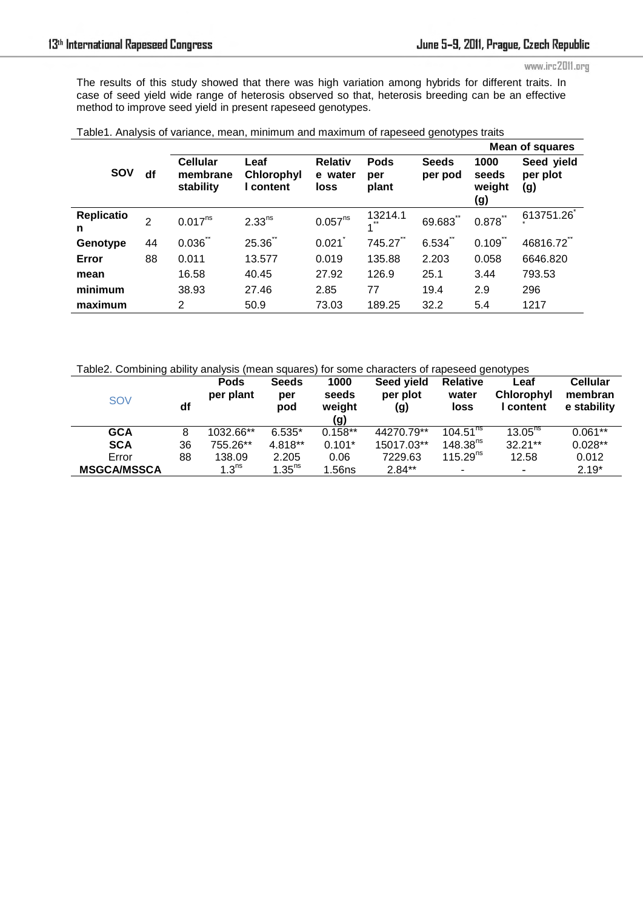The results of this study showed that there was high variation among hybrids for different traits. In case of seed yield wide range of heterosis observed so that, heterosis breeding can be an effective method to improve seed yield in present rapeseed genotypes.

Table1. Analysis of variance, mean, minimum and maximum of rapeseed genotypes traits

| | | Mean of squares | | | | | | |
|---|---|---|---|---|---|---|---|---|
| SOV | df | Cellular membrane stability | Leaf Chlorophyll content | Relative water loss | Pods per plant | Seeds per pod | 1000 seeds weight (g) | Seed yield per plot (g) |
| Replication | 2 | 0.017$^{ns}$ | 2.33$^{ns}$ | 0.057$^{ns}$ | 13214.11$^{**}$ | 69.683$^{**}$ | 0.878$^{**}$ | 613751.26$^{**}$ |
| Genotype | 44 | 0.036$^{**}$ | 25.36$^{**}$ | 0.021$^{*}$ | 745.27$^{**}$ | 6.534$^{**}$ | 0.109$^{**}$ | 46816.72$^{**}$ |
| Error | 88 | 0.011 | 13.577 | 0.019 | 135.88 | 2.203 | 0.058 | 6646.820 |
| mean | | 16.58 | 40.45 | 27.92 | 126.9 | 25.1 | 3.44 | 793.53 |
| minimum | | 38.93 | 27.46 | 2.85 | 77 | 19.4 | 2.9 | 296 |
| maximum | | 2 | 50.9 | 73.03 | 189.25 | 32.2 | 5.4 | 1217 |

Table2. Combining ability analysis (mean squares) for some characters of rapeseed genotypes

| SOV | df | Pods per plant | Seeds per pod | 1000 seeds weight (g) | Seed yield per plot (g) | Relative water loss | Leaf Chlorophyll content | Cellular membrane stability |
|---|---|---|---|---|---|---|---|---|
| GCA | 8 | 1032.66** | 6.535* | 0.158** | 44270.79** | 104.51$^{ns}$ | 13.05$^{ns}$ | 0.061** |
| SCA | 36 | 755.26** | 4.818** | 0.101* | 15017.03** | 148.38$^{ns}$ | 32.21** | 0.028** |
| Error | 88 | 138.09 | 2.205 | 0.06 | 7229.63 | 115.29$^{ns}$ | 12.58 | 0.012 |
| MSGCA/MSSCA | | 1.3$^{ns}$ | 1.35$^{ns}$ | 1.56ns | 2.84** | - | - | 2.19* |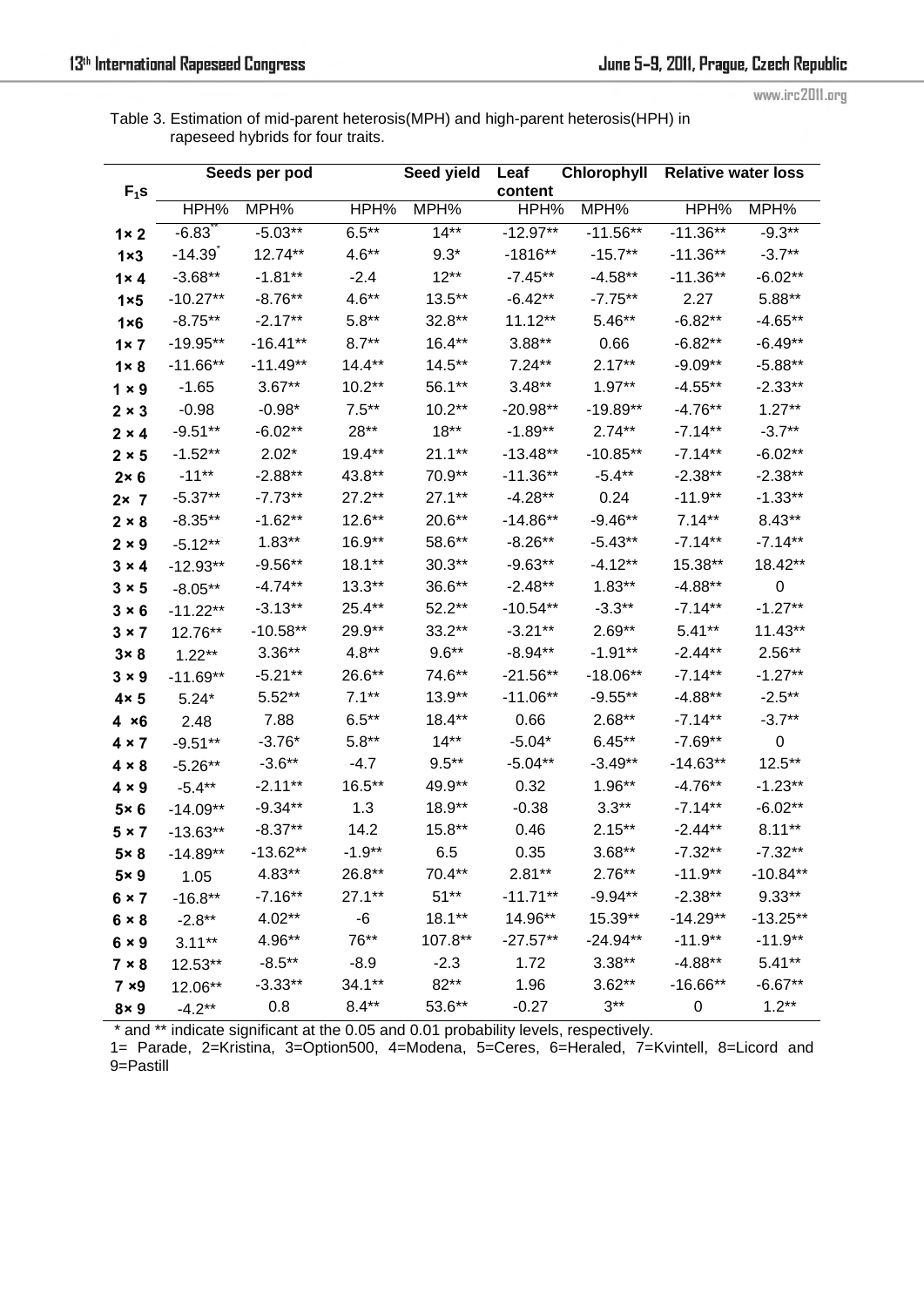Table 3. Estimation of mid-parent heterosis(MPH) and high-parent heterosis(HPH) in rapeseed hybrids for four traits.

| $F_1$s | Seeds per pod | | Seed yield | | Leaf Chlorophyll content | | Relative water loss | |
|---|---|---|---|---|---|---|---|---|
| | HPH% | MPH% | HPH% | MPH% | HPH% | MPH% | HPH% | MPH% |
| 1× 2 | -6.83** | -5.03** | 6.5** | 14** | -12.97** | -11.56** | -11.36** | -9.3** |
| 1×3 | -14.39* | 12.74** | 4.6** | 9.3* | -1816** | -15.7** | -11.36** | -3.7** |
| 1× 4 | -3.68** | -1.81** | -2.4 | 12** | -7.45** | -4.58** | -11.36** | -6.02** |
| 1×5 | -10.27** | -8.76** | 4.6** | 13.5** | -6.42** | -7.75** | 2.27 | 5.88** |
| 1×6 | -8.75** | -2.17** | 5.8** | 32.8** | 11.12** | 5.46** | -6.82** | -4.65** |
| 1× 7 | -19.95** | -16.41** | 8.7** | 16.4** | 3.88** | 0.66 | -6.82** | -6.49** |
| 1× 8 | -11.66** | -11.49** | 14.4** | 14.5** | 7.24** | 2.17** | -9.09** | -5.88** |
| 1 × 9 | -1.65 | 3.67** | 10.2** | 56.1** | 3.48** | 1.97** | -4.55** | -2.33** |
| 2 × 3 | -0.98 | -0.98* | 7.5** | 10.2** | -20.98** | -19.89** | -4.76** | 1.27** |
| 2 × 4 | -9.51** | -6.02** | 28** | 18** | -1.89** | 2.74** | -7.14** | -3.7** |
| 2 × 5 | -1.52** | 2.02* | 19.4** | 21.1** | -13.48** | -10.85** | -7.14** | -6.02** |
| 2× 6 | -11** | -2.88** | 43.8** | 70.9** | -11.36** | -5.4** | -2.38** | -2.38** |
| 2× 7 | -5.37** | -7.73** | 27.2** | 27.1** | -4.28** | 0.24 | -11.9** | -1.33** |
| 2 × 8 | -8.35** | -1.62** | 12.6** | 20.6** | -14.86** | -9.46** | 7.14** | 8.43** |
| 2 × 9 | -5.12** | 1.83** | 16.9** | 58.6** | -8.26** | -5.43** | -7.14** | -7.14** |
| 3 × 4 | -12.93** | -9.56** | 18.1** | 30.3** | -9.63** | -4.12** | 15.38** | 18.42** |
| 3 × 5 | -8.05** | -4.74** | 13.3** | 36.6** | -2.48** | 1.83** | -4.88** | 0 |
| 3 × 6 | -11.22** | -3.13** | 25.4** | 52.2** | -10.54** | -3.3** | -7.14** | -1.27** |
| 3 × 7 | 12.76** | -10.58** | 29.9** | 33.2** | -3.21** | 2.69** | 5.41** | 11.43** |
| 3× 8 | 1.22** | 3.36** | 4.8** | 9.6** | -8.94** | -1.91** | -2.44** | 2.56** |
| 3 × 9 | -11.69** | -5.21** | 26.6** | 74.6** | -21.56** | -18.06** | -7.14** | -1.27** |
| 4× 5 | 5.24* | 5.52** | 7.1** | 13.9** | -11.06** | -9.55** | -4.88** | -2.5** |
| 4 ×6 | 2.48 | 7.88 | 6.5** | 18.4** | 0.66 | 2.68** | -7.14** | -3.7** |
| 4 × 7 | -9.51** | -3.76* | 5.8** | 14** | -5.04* | 6.45** | -7.69** | 0 |
| 4 × 8 | -5.26** | -3.6** | -4.7 | 9.5** | -5.04** | -3.49** | -14.63** | 12.5** |
| 4 × 9 | -5.4** | -2.11** | 16.5** | 49.9** | 0.32 | 1.96** | -4.76** | -1.23** |
| 5× 6 | -14.09** | -9.34** | 1.3 | 18.9** | -0.38 | 3.3** | -7.14** | -6.02** |
| 5 × 7 | -13.63** | -8.37** | 14.2 | 15.8** | 0.46 | 2.15** | -2.44** | 8.11** |
| 5× 8 | -14.89** | -13.62** | -1.9** | 6.5 | 0.35 | 3.68** | -7.32** | -7.32** |
| 5× 9 | 1.05 | 4.83** | 26.8** | 70.4** | 2.81** | 2.76** | -11.9** | -10.84** |
| 6 × 7 | -16.8** | -7.16** | 27.1** | 51** | -11.71** | -9.94** | -2.38** | 9.33** |
| 6 × 8 | -2.8** | 4.02** | -6 | 18.1** | 14.96** | 15.39** | -14.29** | -13.25** |
| 6 × 9 | 3.11** | 4.96** | 76** | 107.8** | -27.57** | -24.94** | -11.9** | -11.9** |
| 7 × 8 | 12.53** | -8.5** | -8.9 | -2.3 | 1.72 | 3.38** | -4.88** | 5.41** |
| 7 ×9 | 12.06** | -3.33** | 34.1** | 82** | 1.96 | 3.62** | -16.66** | -6.67** |
| 8× 9 | -4.2** | 0.8 | 8.4** | 53.6** | -0.27 | 3** | 0 | 1.2** |

* and ** indicate significant at the 0.05 and 0.01 probability levels, respectively.

1= Parade, 2=Kristina, 3=Option500, 4=Modena, 5=Ceres, 6=Heraled, 7=Kvintell, 8=Licord and 9=Pastill